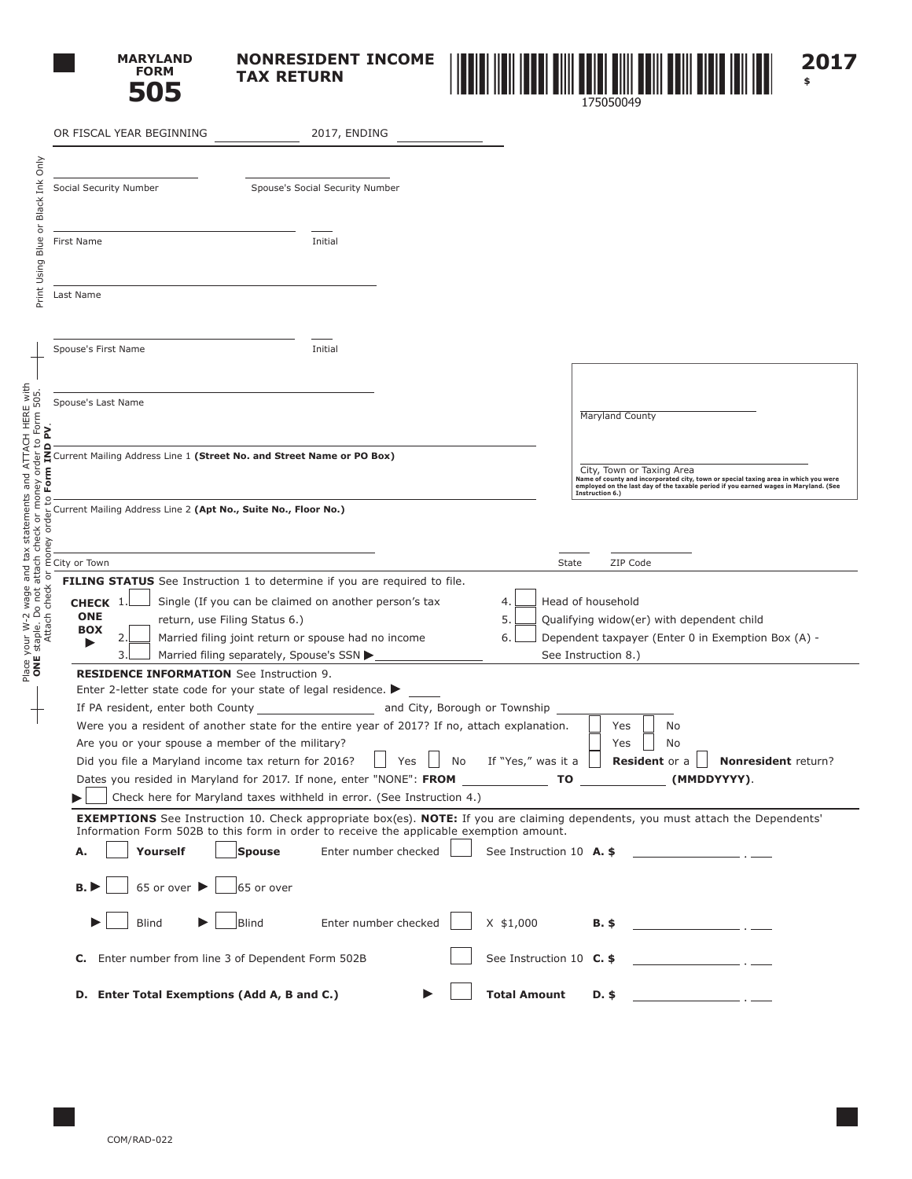# MARYLAND FORM 505

## NONRESIDENT INCOME TAX RETURN

175050049

**2017**

$

OR FISCAL YEAR BEGINNING ____________ 2017, ENDING ____________

Social Security Number ____________ Spouse's Social Security Number ____________

First Name ____________ Initial ____

Last Name ____________

Spouse's First Name ____________ Initial ____

Spouse's Last Name ____________

Current Mailing Address Line 1 **(Street No. and Street Name or PO Box)**

Current Mailing Address Line 2 **(Apt No., Suite No., Floor No.)**

City or Town ____________ State ____ ZIP Code ____________

Maryland County ____________

City, Town or Taxing Area ____________

Name of county and incorporated city, town or special taxing area in which you were employed on the last day of the taxable period if you earned wages in Maryland. (See Instruction 6.)

Print Using Blue or Black Ink Only

Place your W-2 wage and tax statements and ATTACH HERE with **ONE** staple. Do not attach check or money order to Form 505. Attach check or money order to **Form IND PV**.

**FILING STATUS** See Instruction 1 to determine if you are required to file.

**CHECK ONE BOX** ▶

1. ☐ Single (If you can be claimed on another person's tax return, use Filing Status 6.)
2. ☐ Married filing joint return or spouse had no income
3. ☐ Married filing separately, Spouse's SSN ▶ ____________
4. ☐ Head of household
5. ☐ Qualifying widow(er) with dependent child
6. ☐ Dependent taxpayer (Enter 0 in Exemption Box (A) - See Instruction 8.)

**RESIDENCE INFORMATION** See Instruction 9.

Enter 2-letter state code for your state of legal residence. ▶ ____

If PA resident, enter both County ____________ and City, Borough or Township ____________

Were you a resident of another state for the entire year of 2017? If no, attach explanation. ☐ Yes ☐ No

Are you or your spouse a member of the military? ☐ Yes ☐ No

Did you file a Maryland income tax return for 2016? ☐ Yes ☐ No If "Yes," was it a ☐ **Resident** or a ☐ **Nonresident** return?

Dates you resided in Maryland for 2017. If none, enter "NONE": **FROM** ____________ **TO** ____________ **(MMDDYYYY)**.

▶ ☐ Check here for Maryland taxes withheld in error. (See Instruction 4.)

**EXEMPTIONS** See Instruction 10. Check appropriate box(es). **NOTE:** If you are claiming dependents, you must attach the Dependents' Information Form 502B to this form in order to receive the applicable exemption amount.

**A.** ☐ **Yourself** ☐ **Spouse** Enter number checked ☐ See Instruction 10 **A. $** ____________ . ____

**B.** ▶ ☐ 65 or over ▶ ☐ 65 or over

▶ ☐ Blind ▶ ☐ Blind Enter number checked ☐ X $1,000 **B. $** ____________ . ____

**C.** Enter number from line 3 of Dependent Form 502B ☐ See Instruction 10 **C. $** ____________ . ____

**D. Enter Total Exemptions (Add A, B and C.)** ▶ ☐ **Total Amount D. $** ____________ . ____

COM/RAD-022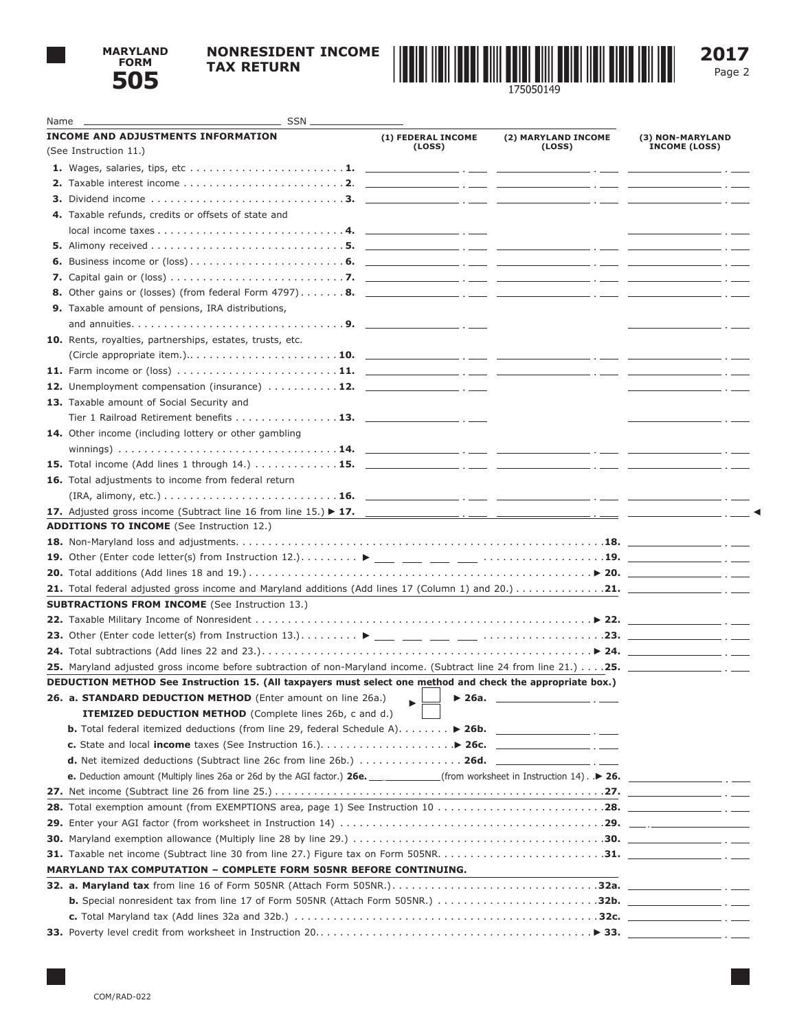# MARYLAND FORM 505

## NONRESIDENT INCOME TAX RETURN

175050149

**2017**

Page 2

Name ______________________ SSN ______________

| INCOME AND ADJUSTMENTS INFORMATION (See Instruction 11.) | (1) FEDERAL INCOME (LOSS) | (2) MARYLAND INCOME (LOSS) | (3) NON-MARYLAND INCOME (LOSS) |
|---|---|---|---|
| **1.** Wages, salaries, tips, etc . . . . . **1.** | | | |
| **2.** Taxable interest income . . . . . **2.** | | | |
| **3.** Dividend income . . . . . **3.** | | | |
| **4.** Taxable refunds, credits or offsets of state and local income taxes . . . . . **4.** | | | |
| **5.** Alimony received . . . . . **5.** | | | |
| **6.** Business income or (loss) . . . . . **6.** | | | |
| **7.** Capital gain or (loss) . . . . . **7.** | | | |
| **8.** Other gains or (losses) (from federal Form 4797) . . . . . **8.** | | | |
| **9.** Taxable amount of pensions, IRA distributions, and annuities . . . . . **9.** | | | |
| **10.** Rents, royalties, partnerships, estates, trusts, etc. (Circle appropriate item.) . . . . . **10.** | | | |
| **11.** Farm income or (loss) . . . . . **11.** | | | |
| **12.** Unemployment compensation (insurance) . . . . . **12.** | | | |
| **13.** Taxable amount of Social Security and Tier 1 Railroad Retirement benefits . . . . . **13.** | | | |
| **14.** Other income (including lottery or other gambling winnings) . . . . . **14.** | | | |
| **15.** Total income (Add lines 1 through 14.) . . . . . **15.** | | | |
| **16.** Total adjustments to income from federal return (IRA, alimony, etc.) . . . . . **16.** | | | |
| **17.** Adjusted gross income (Subtract line 16 from line 15.) ▶ **17.** | | | ◀ |

**ADDITIONS TO INCOME** (See Instruction 12.)

**18.** Non-Maryland loss and adjustments. . . . . **18.** ________

**19.** Other (Enter code letter(s) from Instruction 12.) . . . . . ▶ ___ ___ ___ ___ . . . . . **19.** ________

**20.** Total additions (Add lines 18 and 19.) . . . . . ▶ **20.** ________

**21.** Total federal adjusted gross income and Maryland additions (Add lines 17 (Column 1) and 20.) . . . . . **21.** ________

**SUBTRACTIONS FROM INCOME** (See Instruction 13.)

**22.** Taxable Military Income of Nonresident . . . . . ▶ **22.** ________

**23.** Other (Enter code letter(s) from Instruction 13.) . . . . . ▶ ___ ___ ___ ___ . . . . . **23.** ________

**24.** Total subtractions (Add lines 22 and 23.) . . . . . ▶ **24.** ________

**25.** Maryland adjusted gross income before subtraction of non-Maryland income. (Subtract line 24 from line 21.) . . . . **25.** ________

**DEDUCTION METHOD See Instruction 15. (All taxpayers must select one method and check the appropriate box.)**

**26. a. STANDARD DEDUCTION METHOD** (Enter amount on line 26a.) ▶ ☐ ▶ **26a.** ________

**ITEMIZED DEDUCTION METHOD** (Complete lines 26b, c and d.) ☐

**b.** Total federal itemized deductions (from line 29, federal Schedule A). . . . . ▶ **26b.** ________

**c.** State and local **income** taxes (See Instruction 16.). . . . . ▶ **26c.** ________

**d.** Net itemized deductions (Subtract line 26c from line 26b.) . . . . . **26d.** ________

**e.** Deduction amount (Multiply lines 26a or 26d by the AGI factor.) **26e.** ___.________(from worksheet in Instruction 14) . . ▶ **26.** ________

**27.** Net income (Subtract line 26 from line 25.) . . . . . **27.** ________

**28.** Total exemption amount (from EXEMPTIONS area, page 1) See Instruction 10 . . . . . **28.** ________

**29.** Enter your AGI factor (from worksheet in Instruction 14) . . . . . **29.** ___.________

**30.** Maryland exemption allowance (Multiply line 28 by line 29.) . . . . . **30.** ________

**31.** Taxable net income (Subtract line 30 from line 27.) Figure tax on Form 505NR. . . . . **31.** ________

**MARYLAND TAX COMPUTATION – COMPLETE FORM 505NR BEFORE CONTINUING.**

**32. a. Maryland tax** from line 16 of Form 505NR (Attach Form 505NR.). . . . . **32a.** ________

**b.** Special nonresident tax from line 17 of Form 505NR (Attach Form 505NR.) . . . . . **32b.** ________

**c.** Total Maryland tax (Add lines 32a and 32b.) . . . . . **32c.** ________

**33.** Poverty level credit from worksheet in Instruction 20. . . . . . ▶ **33.** ________

COM/RAD-022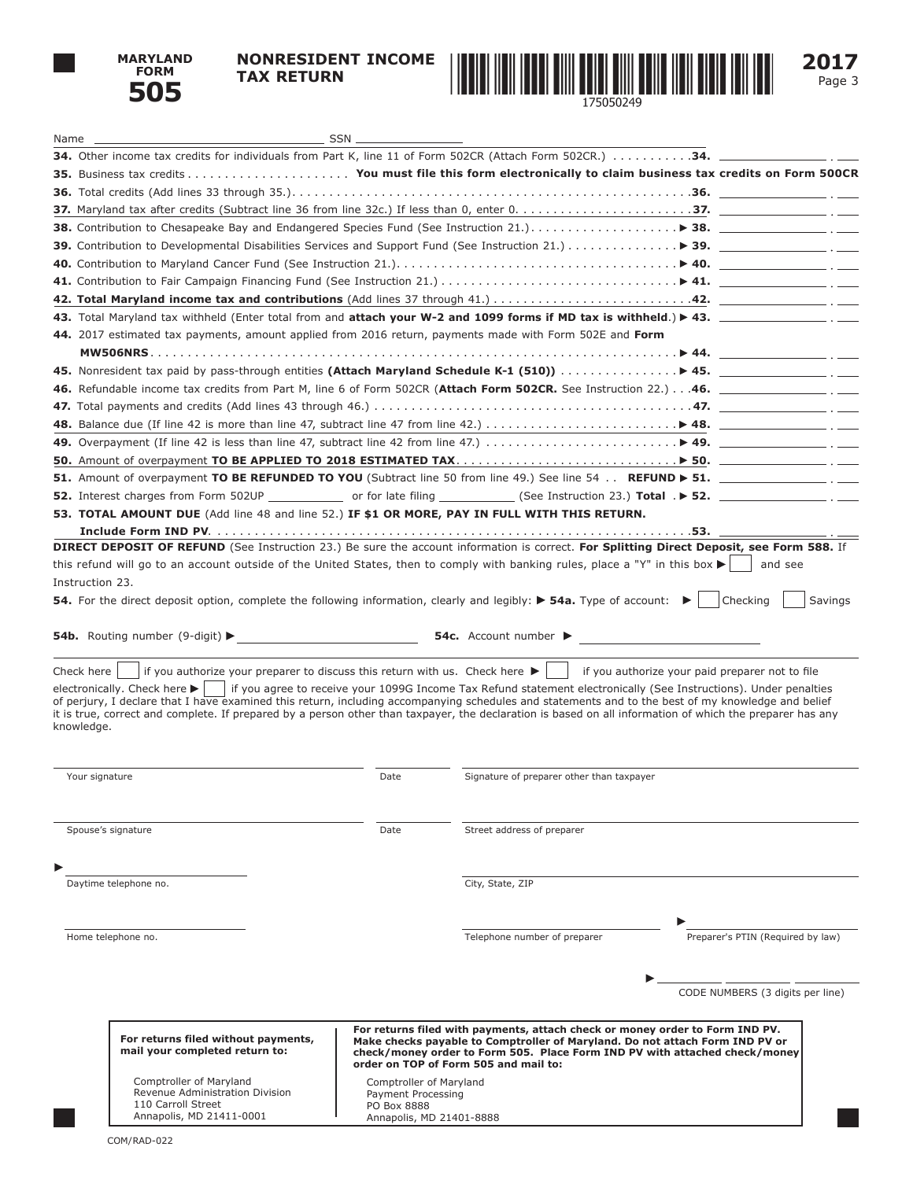**MARYLAND FORM 505**

**NONRESIDENT INCOME TAX RETURN**

175050249

**2017**

Name ______________________ SSN ______________

**34.** Other income tax credits for individuals from Part K, line 11 of Form 502CR (Attach Form 502CR.) . . . . . . . . . . . **34.** ________ . ___

**35.** Business tax credits . . . . . . . . . . . . . . . . . . . . . . **You must file this form electronically to claim business tax credits on Form 500CR**

**36.** Total credits (Add lines 33 through 35.) . . . . . . . . . . . . . . . . . . . . . . . . . . . . . . . . . . . . . . . . . . . . . . . . . . . . **36.** ________ . ___

**37.** Maryland tax after credits (Subtract line 36 from line 32c.) If less than 0, enter 0. . . . . . . . . . . . . . . . . . . . . . . . **37.** ________ . ___

**38.** Contribution to Chesapeake Bay and Endangered Species Fund (See Instruction 21.). . . . . . . . . . . . . . . . . . . . ► **38.** ________ . ___

**39.** Contribution to Developmental Disabilities Services and Support Fund (See Instruction 21.) . . . . . . . . . . . . . . ► **39.** ________ . ___

**40.** Contribution to Maryland Cancer Fund (See Instruction 21.). . . . . . . . . . . . . . . . . . . . . . . . . . . . . . . . . . . . . ► **40.** ________ . ___

**41.** Contribution to Fair Campaign Financing Fund (See Instruction 21.) . . . . . . . . . . . . . . . . . . . . . . . . . . . . . . . . ► **41.** ________ . ___

**42. Total Maryland income tax and contributions** (Add lines 37 through 41.) . . . . . . . . . . . . . . . . . . . . . . . . . . . **42.** ________ . ___

**43.** Total Maryland tax withheld (Enter total from and **attach your W-2 and 1099 forms if MD tax is withheld**.) ► **43.** ________ . ___

**44.** 2017 estimated tax payments, amount applied from 2016 return, payments made with Form 502E and **Form MW506NRS** . . . . . . . . . . . . . . . . . . . . . . . . . . . . . . . . . . . . . . . . . . . . . . . . . . . . . . . . . . . . . . . . . . . . . . . . ► **44.** ________ . ___

**45.** Nonresident tax paid by pass-through entities **(Attach Maryland Schedule K-1 (510))** . . . . . . . . . . . . . . . . ► **45.** ________ . ___

**46.** Refundable income tax credits from Part M, line 6 of Form 502CR (**Attach Form 502CR.** See Instruction 22.) . . . **46.** ________ . ___

**47.** Total payments and credits (Add lines 43 through 46.) . . . . . . . . . . . . . . . . . . . . . . . . . . . . . . . . . . . . . . . . . . . **47.** ________ . ___

**48.** Balance due (If line 42 is more than line 47, subtract line 47 from line 42.) . . . . . . . . . . . . . . . . . . . . . . . . . . ► **48.** ________ . ___

**49.** Overpayment (If line 42 is less than line 47, subtract line 42 from line 47.) . . . . . . . . . . . . . . . . . . . . . . . . . . ► **49.** ________ . ___

**50.** Amount of overpayment **TO BE APPLIED TO 2018 ESTIMATED TAX**. . . . . . . . . . . . . . . . . . . . . . . . . . . . . . ► **50.** ________ . ___

**51.** Amount of overpayment **TO BE REFUNDED TO YOU** (Subtract line 50 from line 49.) See line 54 . . **REFUND ► 51.** ________ . ___

**52.** Interest charges from Form 502UP ________ or for late filing ________ (See Instruction 23.) **Total** . ► **52.** ________ . ___

**53. TOTAL AMOUNT DUE** (Add line 48 and line 52.) **IF $1 OR MORE, PAY IN FULL WITH THIS RETURN. Include Form IND PV**. . . . . . . . . . . . . . . . . . . . . . . . . . . . . . . . . . . . . . . . . . . . . . . . . . . . . . . . . . . . . . . . . . . **53.** ________ . ___

**DIRECT DEPOSIT OF REFUND** (See Instruction 23.) Be sure the account information is correct. **For Splitting Direct Deposit, see Form 588.** If this refund will go to an account outside of the United States, then to comply with banking rules, place a "Y" in this box ► ☐ and see Instruction 23.

**54.** For the direct deposit option, complete the following information, clearly and legibly: ► **54a.** Type of account: ► ☐ Checking ☐ Savings

**54b.** Routing number (9-digit) ► ______________ **54c.** Account number ► ______________

Check here ☐ if you authorize your preparer to discuss this return with us. Check here ► ☐ if you authorize your paid preparer not to file electronically. Check here ► ☐ if you agree to receive your 1099G Income Tax Refund statement electronically (See Instructions). Under penalties of perjury, I declare that I have examined this return, including accompanying schedules and statements and to the best of my knowledge and belief it is true, correct and complete. If prepared by a person other than taxpayer, the declaration is based on all information of which the preparer has any knowledge.

Your signature ______________ Date ______

Signature of preparer other than taxpayer ______________

Spouse's signature ______________ Date ______

Street address of preparer ______________

► Daytime telephone no. ______________

City, State, ZIP ______________

Home telephone no. ______________

Telephone number of preparer ______________

► Preparer's PTIN (Required by law) ______________

► CODE NUMBERS (3 digits per line) ____ ____ ____

| **For returns filed without payments, mail your completed return to:** | **For returns filed with payments, attach check or money order to Form IND PV. Make checks payable to Comptroller of Maryland. Do not attach Form IND PV or check/money order to Form 505. Place Form IND PV with attached check/money order on TOP of Form 505 and mail to:** |
|---|---|
| Comptroller of Maryland<br>Revenue Administration Division<br>110 Carroll Street<br>Annapolis, MD 21411-0001 | Comptroller of Maryland<br>Payment Processing<br>PO Box 8888<br>Annapolis, MD 21401-8888 |

COM/RAD-022